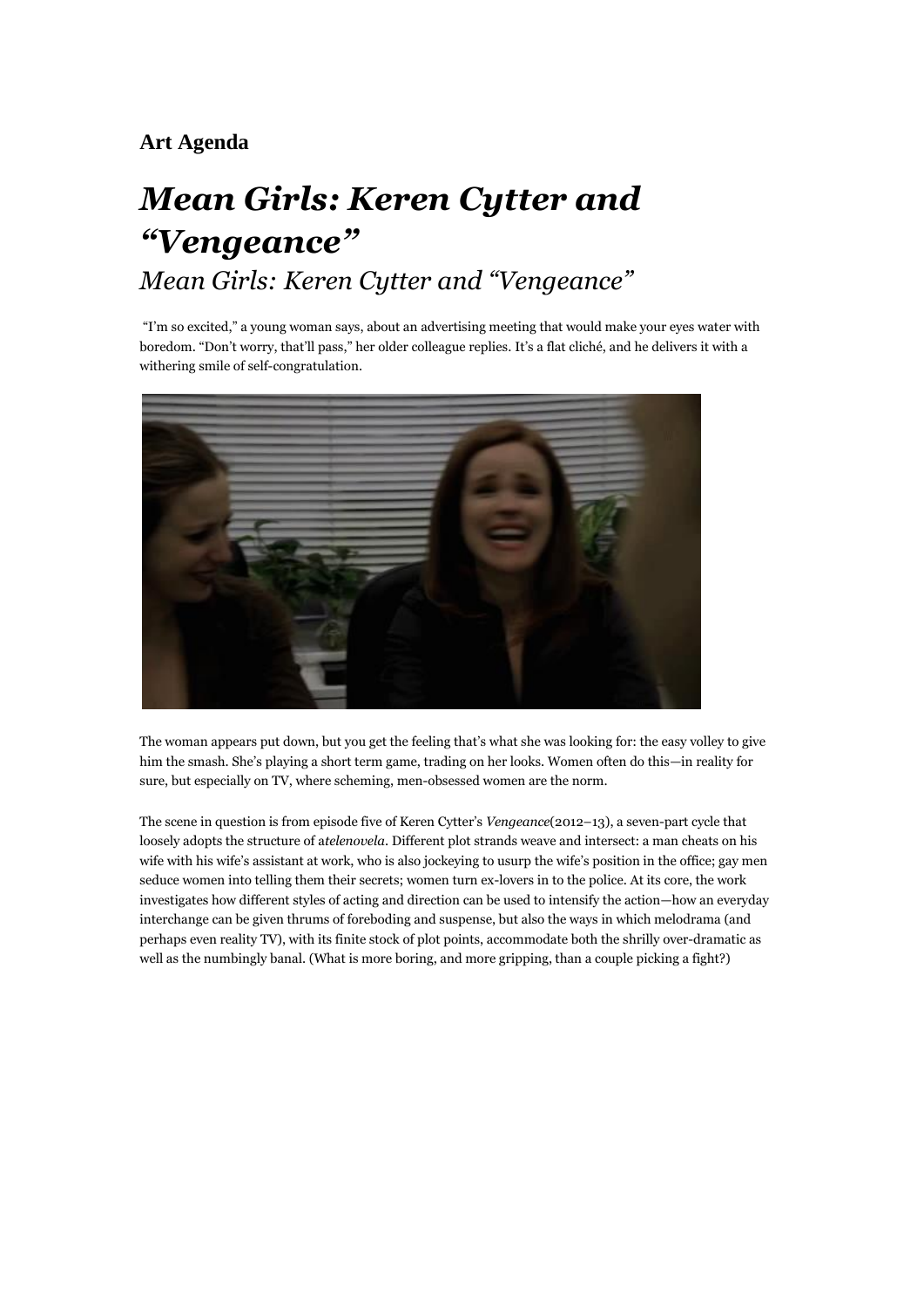**Art Agenda**

# *Mean Girls: Keren Cytter and "Vengeance"*

## *Mean Girls: Keren Cytter and "Vengeance"*

"I'm so excited," a young woman says, about an advertising meeting that would make your eyes water with boredom. "Don't worry, that'll pass," her older colleague replies. It's a flat cliché, and he delivers it with a withering smile of self-congratulation.

The woman appears put down, but you get the feeling that's what she was looking for: the easy volley to give him the smash. She's playing a short term game, trading on her looks. Women often do this—in reality for sure, but especially on TV, where scheming, men-obsessed women are the norm.

The scene in question is from episode five of Keren Cytter's *Vengeance*(2012–13), a seven-part cycle that loosely adopts the structure of a*telenovela*. Different plot strands weave and intersect: a man cheats on his wife with his wife's assistant at work, who is also jockeying to usurp the wife's position in the office; gay men seduce women into telling them their secrets; women turn ex-lovers in to the police. At its core, the work investigates how different styles of acting and direction can be used to intensify the action—how an everyday interchange can be given thrums of foreboding and suspense, but also the ways in which melodrama (and perhaps even reality TV), with its finite stock of plot points, accommodate both the shrilly over-dramatic as well as the numbingly banal. (What is more boring, and more gripping, than a couple picking a fight?)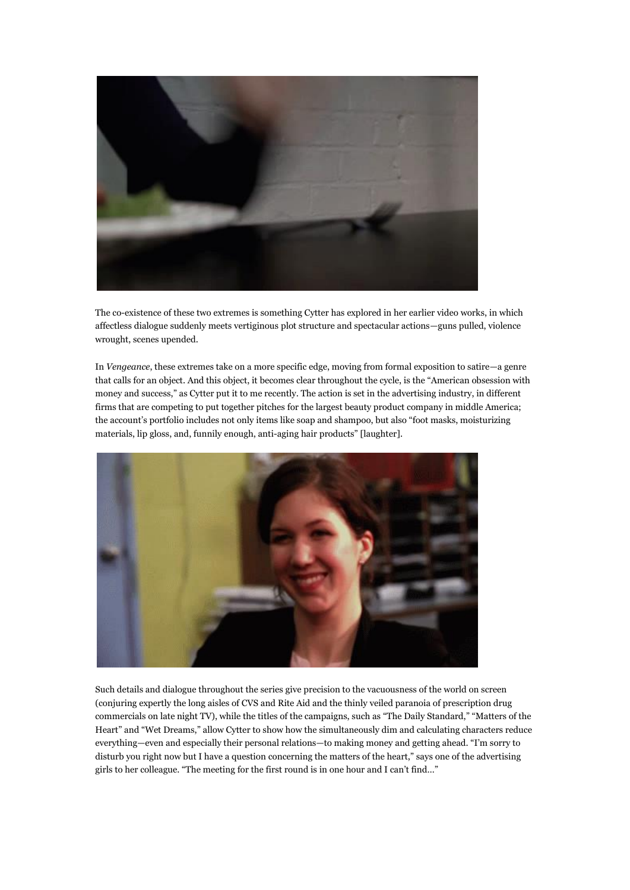The co-existence of these two extremes is something Cytter has explored in her earlier video works, in which affectless dialogue suddenly meets vertiginous plot structure and spectacular actions—guns pulled, violence wrought, scenes upended.

In *Vengeance*, these extremes take on a more specific edge, moving from formal exposition to satire—a genre that calls for an object. And this object, it becomes clear throughout the cycle, is the "American obsession with money and success," as Cytter put it to me recently. The action is set in the advertising industry, in different firms that are competing to put together pitches for the largest beauty product company in middle America; the account's portfolio includes not only items like soap and shampoo, but also "foot masks, moisturizing materials, lip gloss, and, funnily enough, anti-aging hair products" [laughter].

Such details and dialogue throughout the series give precision to the vacuousness of the world on screen (conjuring expertly the long aisles of CVS and Rite Aid and the thinly veiled paranoia of prescription drug commercials on late night TV), while the titles of the campaigns, such as "The Daily Standard," "Matters of the Heart" and "Wet Dreams," allow Cytter to show how the simultaneously dim and calculating characters reduce everything—even and especially their personal relations—to making money and getting ahead. "I'm sorry to disturb you right now but I have a question concerning the matters of the heart," says one of the advertising girls to her colleague. "The meeting for the first round is in one hour and I can't find…"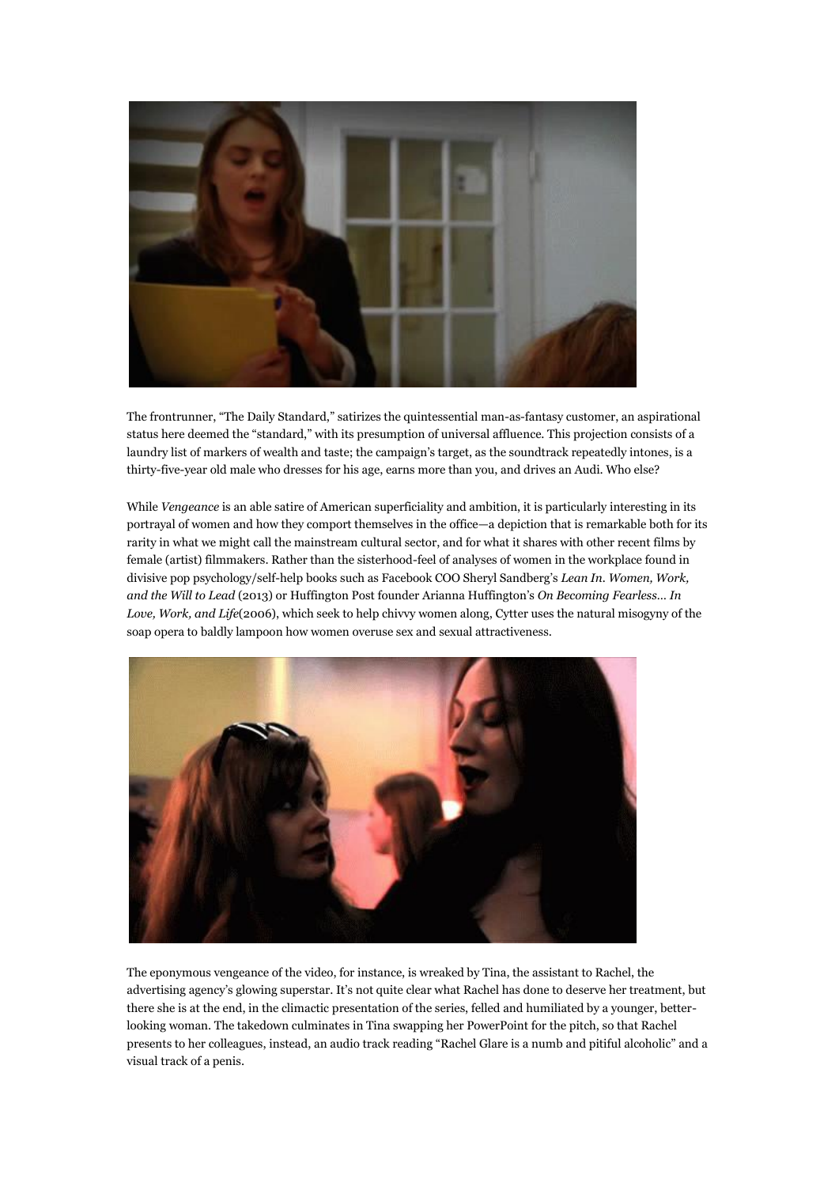The frontrunner, "The Daily Standard," satirizes the quintessential man-as-fantasy customer, an aspirational status here deemed the "standard," with its presumption of universal affluence. This projection consists of a laundry list of markers of wealth and taste; the campaign's target, as the soundtrack repeatedly intones, is a thirty-five-year old male who dresses for his age, earns more than you, and drives an Audi. Who else?

While *Vengeance* is an able satire of American superficiality and ambition, it is particularly interesting in its portrayal of women and how they comport themselves in the office—a depiction that is remarkable both for its rarity in what we might call the mainstream cultural sector, and for what it shares with other recent films by female (artist) filmmakers. Rather than the sisterhood-feel of analyses of women in the workplace found in divisive pop psychology/self-help books such as Facebook COO Sheryl Sandberg's *Lean In. Women, Work, and the Will to Lead* (2013) or Huffington Post founder Arianna Huffington's *On Becoming Fearless… In Love, Work, and Life*(2006), which seek to help chivvy women along, Cytter uses the natural misogyny of the soap opera to baldly lampoon how women overuse sex and sexual attractiveness.

The eponymous vengeance of the video, for instance, is wreaked by Tina, the assistant to Rachel, the advertising agency's glowing superstar. It's not quite clear what Rachel has done to deserve her treatment, but there she is at the end, in the climactic presentation of the series, felled and humiliated by a younger, better-looking woman. The takedown culminates in Tina swapping her PowerPoint for the pitch, so that Rachel presents to her colleagues, instead, an audio track reading "Rachel Glare is a numb and pitiful alcoholic" and a visual track of a penis.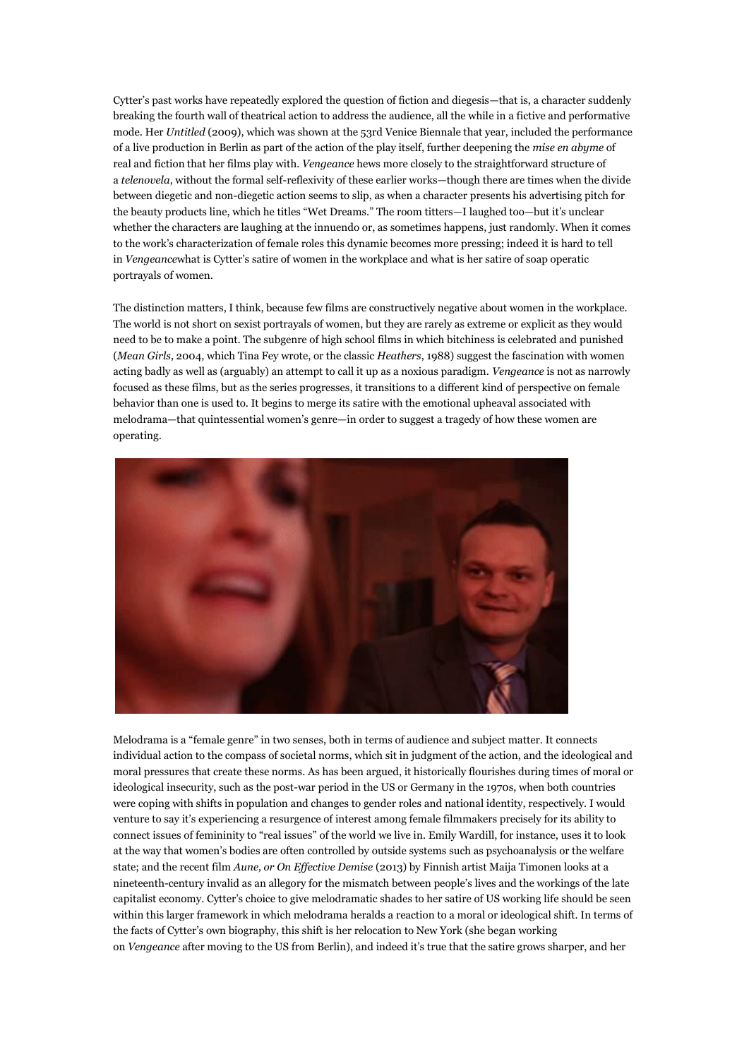Cytter's past works have repeatedly explored the question of fiction and diegesis—that is, a character suddenly breaking the fourth wall of theatrical action to address the audience, all the while in a fictive and performative mode. Her *Untitled* (2009), which was shown at the 53rd Venice Biennale that year, included the performance of a live production in Berlin as part of the action of the play itself, further deepening the *mise en abyme* of real and fiction that her films play with. *Vengeance* hews more closely to the straightforward structure of a *telenovela*, without the formal self-reflexivity of these earlier works—though there are times when the divide between diegetic and non-diegetic action seems to slip, as when a character presents his advertising pitch for the beauty products line, which he titles "Wet Dreams." The room titters—I laughed too—but it's unclear whether the characters are laughing at the innuendo or, as sometimes happens, just randomly. When it comes to the work's characterization of female roles this dynamic becomes more pressing; indeed it is hard to tell in *Vengeance*what is Cytter's satire of women in the workplace and what is her satire of soap operatic portrayals of women.

The distinction matters, I think, because few films are constructively negative about women in the workplace. The world is not short on sexist portrayals of women, but they are rarely as extreme or explicit as they would need to be to make a point. The subgenre of high school films in which bitchiness is celebrated and punished (*Mean Girls*, 2004, which Tina Fey wrote, or the classic *Heathers*, 1988) suggest the fascination with women acting badly as well as (arguably) an attempt to call it up as a noxious paradigm. *Vengeance* is not as narrowly focused as these films, but as the series progresses, it transitions to a different kind of perspective on female behavior than one is used to. It begins to merge its satire with the emotional upheaval associated with melodrama—that quintessential women's genre—in order to suggest a tragedy of how these women are operating.

Melodrama is a "female genre" in two senses, both in terms of audience and subject matter. It connects individual action to the compass of societal norms, which sit in judgment of the action, and the ideological and moral pressures that create these norms. As has been argued, it historically flourishes during times of moral or ideological insecurity, such as the post-war period in the US or Germany in the 1970s, when both countries were coping with shifts in population and changes to gender roles and national identity, respectively. I would venture to say it's experiencing a resurgence of interest among female filmmakers precisely for its ability to connect issues of femininity to "real issues" of the world we live in. Emily Wardill, for instance, uses it to look at the way that women's bodies are often controlled by outside systems such as psychoanalysis or the welfare state; and the recent film *Aune, or On Effective Demise* (2013) by Finnish artist Maija Timonen looks at a nineteenth-century invalid as an allegory for the mismatch between people's lives and the workings of the late capitalist economy. Cytter's choice to give melodramatic shades to her satire of US working life should be seen within this larger framework in which melodrama heralds a reaction to a moral or ideological shift. In terms of the facts of Cytter's own biography, this shift is her relocation to New York (she began working on *Vengeance* after moving to the US from Berlin), and indeed it's true that the satire grows sharper, and her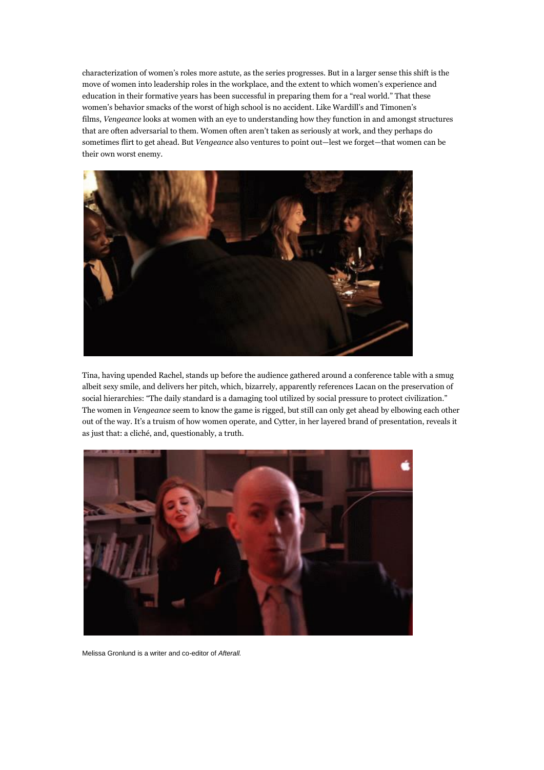characterization of women's roles more astute, as the series progresses. But in a larger sense this shift is the move of women into leadership roles in the workplace, and the extent to which women's experience and education in their formative years has been successful in preparing them for a "real world." That these women's behavior smacks of the worst of high school is no accident. Like Wardill's and Timonen's films, *Vengeance* looks at women with an eye to understanding how they function in and amongst structures that are often adversarial to them. Women often aren't taken as seriously at work, and they perhaps do sometimes flirt to get ahead. But *Vengeance* also ventures to point out—lest we forget—that women can be their own worst enemy.

Tina, having upended Rachel, stands up before the audience gathered around a conference table with a smug albeit sexy smile, and delivers her pitch, which, bizarrely, apparently references Lacan on the preservation of social hierarchies: "The daily standard is a damaging tool utilized by social pressure to protect civilization." The women in *Vengeance* seem to know the game is rigged, but still can only get ahead by elbowing each other out of the way. It's a truism of how women operate, and Cytter, in her layered brand of presentation, reveals it as just that: a cliché, and, questionably, a truth.

Melissa Gronlund is a writer and co-editor of *Afterall.*